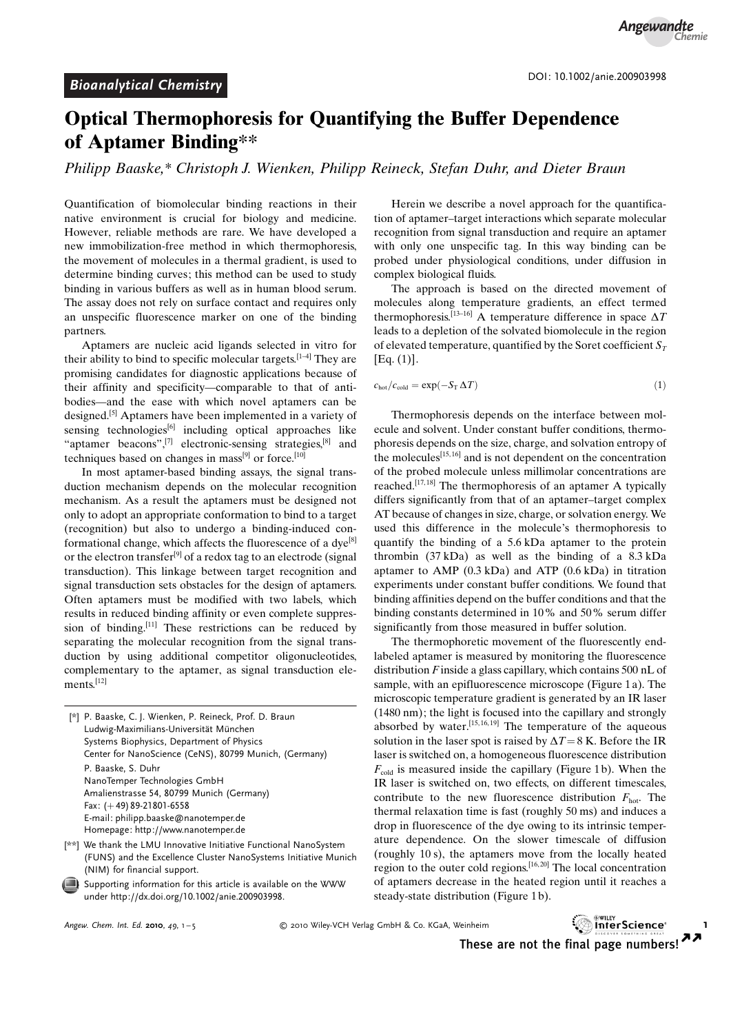Bioanalytical Chemistry

DOI: 10.1002/anie.200903998

# Optical Thermophoresis for Quantifying the Buffer Dependence of Aptamer Binding**

*Philipp Baaske,\* Christoph J. Wienken, Philipp Reineck, Stefan Duhr, and Dieter Braun*

Quantification of biomolecular binding reactions in their native environment is crucial for biology and medicine. However, reliable methods are rare. We have developed a new immobilization-free method in which thermophoresis, the movement of molecules in a thermal gradient, is used to determine binding curves; this method can be used to study binding in various buffers as well as in human blood serum. The assay does not rely on surface contact and requires only an unspecific fluorescence marker on one of the binding partners.

Aptamers are nucleic acid ligands selected in vitro for their ability to bind to specific molecular targets.[1–4] They are promising candidates for diagnostic applications because of their affinity and specificity—comparable to that of antibodies—and the ease with which novel aptamers can be designed.[5] Aptamers have been implemented in a variety of sensing technologies[6] including optical approaches like "aptamer beacons",[7] electronic-sensing strategies,[8] and techniques based on changes in mass[9] or force.[10]

In most aptamer-based binding assays, the signal transduction mechanism depends on the molecular recognition mechanism. As a result the aptamers must be designed not only to adopt an appropriate conformation to bind to a target (recognition) but also to undergo a binding-induced conformational change, which affects the fluorescence of a dye[8] or the electron transfer[9] of a redox tag to an electrode (signal transduction). This linkage between target recognition and signal transduction sets obstacles for the design of aptamers. Often aptamers must be modified with two labels, which results in reduced binding affinity or even complete suppression of binding.[11] These restrictions can be reduced by separating the molecular recognition from the signal transduction by using additional competitor oligonucleotides, complementary to the aptamer, as signal transduction elements.[12]

Herein we describe a novel approach for the quantification of aptamer–target interactions which separate molecular recognition from signal transduction and require an aptamer with only one unspecific tag. In this way binding can be probed under physiological conditions, under diffusion in complex biological fluids.

The approach is based on the directed movement of molecules along temperature gradients, an effect termed thermophoresis.[13–16] A temperature difference in space $\Delta T$ leads to a depletion of the solvated biomolecule in the region of elevated temperature, quantified by the Soret coefficient $S_T$ [Eq. (1)].

$$c_{\text{hot}}/c_{\text{cold}} = \exp(-S_T \Delta T) \tag{1}$$

Thermophoresis depends on the interface between molecule and solvent. Under constant buffer conditions, thermophoresis depends on the size, charge, and solvation entropy of the molecules[15,16] and is not dependent on the concentration of the probed molecule unless millimolar concentrations are reached.[17,18] The thermophoresis of an aptamer A typically differs significantly from that of an aptamer–target complex AT because of changes in size, charge, or solvation energy. We used this difference in the molecule's thermophoresis to quantify the binding of a 5.6 kDa aptamer to the protein thrombin (37 kDa) as well as the binding of a 8.3 kDa aptamer to AMP (0.3 kDa) and ATP (0.6 kDa) in titration experiments under constant buffer conditions. We found that binding affinities depend on the buffer conditions and that the binding constants determined in 10% and 50% serum differ significantly from those measured in buffer solution.

The thermophoretic movement of the fluorescently end-labeled aptamer is measured by monitoring the fluorescence distribution $F$ inside a glass capillary, which contains 500 nL of sample, with an epifluorescence microscope (Figure 1a). The microscopic temperature gradient is generated by an IR laser (1480 nm); the light is focused into the capillary and strongly absorbed by water.[15,16,19] The temperature of the aqueous solution in the laser spot is raised by $\Delta T = 8$ K. Before the IR laser is switched on, a homogeneous fluorescence distribution $F_{\text{cold}}$ is measured inside the capillary (Figure 1b). When the IR laser is switched on, two effects, on different timescales, contribute to the new fluorescence distribution $F_{\text{hot}}$. The thermal relaxation time is fast (roughly 50 ms) and induces a drop in fluorescence of the dye owing to its intrinsic temperature dependence. On the slower timescale of diffusion (roughly 10 s), the aptamers move from the locally heated region to the outer cold regions.[16,20] The local concentration of aptamers decrease in the heated region until it reaches a steady-state distribution (Figure 1b).

[\*] P. Baaske, C. J. Wienken, P. Reineck, Prof. D. Braun
Ludwig-Maximilians-Universität München
Systems Biophysics, Department of Physics
Center for NanoScience (CeNS), 80799 Munich, (Germany)
P. Baaske, S. Duhr
NanoTemper Technologies GmbH
Amalienstrasse 54, 80799 Munich (Germany)
Fax: (+49) 89-21801-6558
E-mail: philipp.baaske@nanotemper.de
Homepage: http://www.nanotemper.de

[\*\*] We thank the LMU Innovative Initiative Functional NanoSystem (FUNS) and the Excellence Cluster NanoSystems Initiative Munich (NIM) for financial support.

Supporting information for this article is available on the WWW under http://dx.doi.org/10.1002/anie.200903998.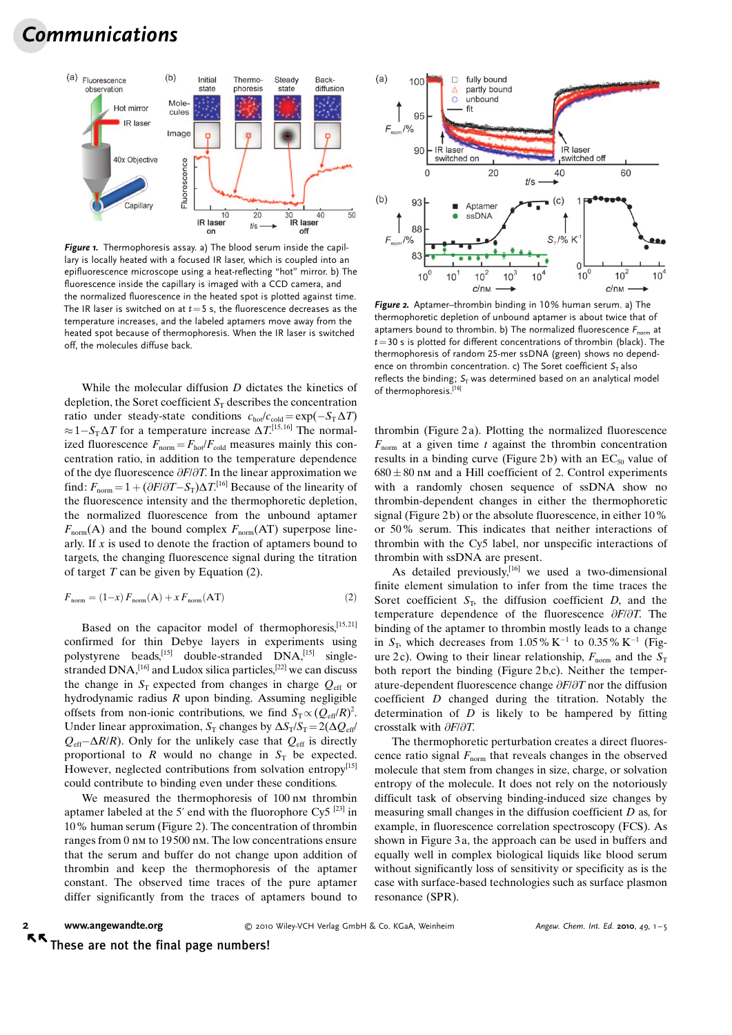**Figure 1.** Thermophoresis assay. a) The blood serum inside the capillary is locally heated with a focused IR laser, which is coupled into an epifluorescence microscope using a heat-reflecting "hot" mirror. b) The fluorescence inside the capillary is imaged with a CCD camera, and the normalized fluorescence in the heated spot is plotted against time. The IR laser is switched on at $t = 5$ s, the fluorescence decreases as the temperature increases, and the labeled aptamers move away from the heated spot because of thermophoresis. When the IR laser is switched off, the molecules diffuse back.

While the molecular diffusion $D$ dictates the kinetics of depletion, the Soret coefficient $S_T$ describes the concentration ratio under steady-state conditions $c_{hot}/c_{cold} = \exp(-S_T \Delta T) \approx 1 - S_T \Delta T$ for a temperature increase $\Delta T$.[15,16] The normalized fluorescence $F_{norm} = F_{hot}/F_{cold}$ measures mainly this concentration ratio, in addition to the temperature dependence of the dye fluorescence $\partial F/\partial T$. In the linear approximation we find: $F_{norm} = 1 + (\partial F/\partial T - S_T)\Delta T$.[16] Because of the linearity of the fluorescence intensity and the thermophoretic depletion, the normalized fluorescence from the unbound aptamer $F_{norm}(\text{A})$ and the bound complex $F_{norm}(\text{AT})$ superpose linearly. If $x$ is used to denote the fraction of aptamers bound to targets, the changing fluorescence signal during the titration of target $T$ can be given by Equation (2).

$$F_{norm} = (1-x)\,F_{norm}(\text{A}) + x\,F_{norm}(\text{AT}) \qquad (2)$$

Based on the capacitor model of thermophoresis,[15,21] confirmed for thin Debye layers in experiments using polystyrene beads,[15] double-stranded DNA,[15] single-stranded DNA,[16] and Ludox silica particles,[22] we can discuss the change in $S_T$ expected from changes in charge $Q_{eff}$ or hydrodynamic radius $R$ upon binding. Assuming negligible offsets from non-ionic contributions, we find $S_T \propto (Q_{eff}/R)^2$. Under linear approximation, $S_T$ changes by $\Delta S_T/S_T = 2(\Delta Q_{eff}/Q_{eff} - \Delta R/R)$. Only for the unlikely case that $Q_{eff}$ is directly proportional to $R$ would no change in $S_T$ be expected. However, neglected contributions from solvation entropy[15] could contribute to binding even under these conditions.

We measured the thermophoresis of 100 nM thrombin aptamer labeled at the 5′ end with the fluorophore Cy5 [23] in 10 % human serum (Figure 2). The concentration of thrombin ranges from 0 nM to 19 500 nM. The low concentrations ensure that the serum and buffer do not change upon addition of thrombin and keep the thermophoresis of the aptamer constant. The observed time traces of the pure aptamer differ significantly from the traces of aptamers bound to thrombin (Figure 2 a). Plotting the normalized fluorescence $F_{norm}$ at a given time $t$ against the thrombin concentration results in a binding curve (Figure 2 b) with an $EC_{50}$ value of 680 ± 80 nM and a Hill coefficient of 2. Control experiments with a randomly chosen sequence of ssDNA show no thrombin-dependent changes in either the thermophoretic signal (Figure 2 b) or the absolute fluorescence, in either 10 % or 50 % serum. This indicates that neither interactions of thrombin with the Cy5 label, nor unspecific interactions of thrombin with ssDNA are present.

**Figure 2.** Aptamer–thrombin binding in 10 % human serum. a) The thermophoretic depletion of unbound aptamer is about twice that of aptamers bound to thrombin. b) The normalized fluorescence $F_{norm}$ at $t = 30$ s is plotted for different concentrations of thrombin (black). The thermophoresis of random 25-mer ssDNA (green) shows no dependence on thrombin concentration. c) The Soret coefficient $S_T$ also reflects the binding; $S_T$ was determined based on an analytical model of thermophoresis.[16]

As detailed previously,[16] we used a two-dimensional finite element simulation to infer from the time traces the Soret coefficient $S_T$, the diffusion coefficient $D$, and the temperature dependence of the fluorescence $\partial F/\partial T$. The binding of the aptamer to thrombin mostly leads to a change in $S_T$, which decreases from 1.05 % $K^{-1}$ to 0.35 % $K^{-1}$ (Figure 2 c). Owing to their linear relationship, $F_{norm}$ and the $S_T$ both report the binding (Figure 2 b,c). Neither the temperature-dependent fluorescence change $\partial F/\partial T$ nor the diffusion coefficient $D$ changed during the titration. Notably the determination of $D$ is likely to be hampered by fitting crosstalk with $\partial F/\partial T$.

The thermophoretic perturbation creates a direct fluorescence ratio signal $F_{norm}$ that reveals changes in the observed molecule that stem from changes in size, charge, or solvation entropy of the molecule. It does not rely on the notoriously difficult task of observing binding-induced size changes by measuring small changes in the diffusion coefficient $D$ as, for example, in fluorescence correlation spectroscopy (FCS). As shown in Figure 3 a, the approach can be used in buffers and equally well in complex biological liquids like blood serum without significantly loss of sensitivity or specificity as is the case with surface-based technologies such as surface plasmon resonance (SPR).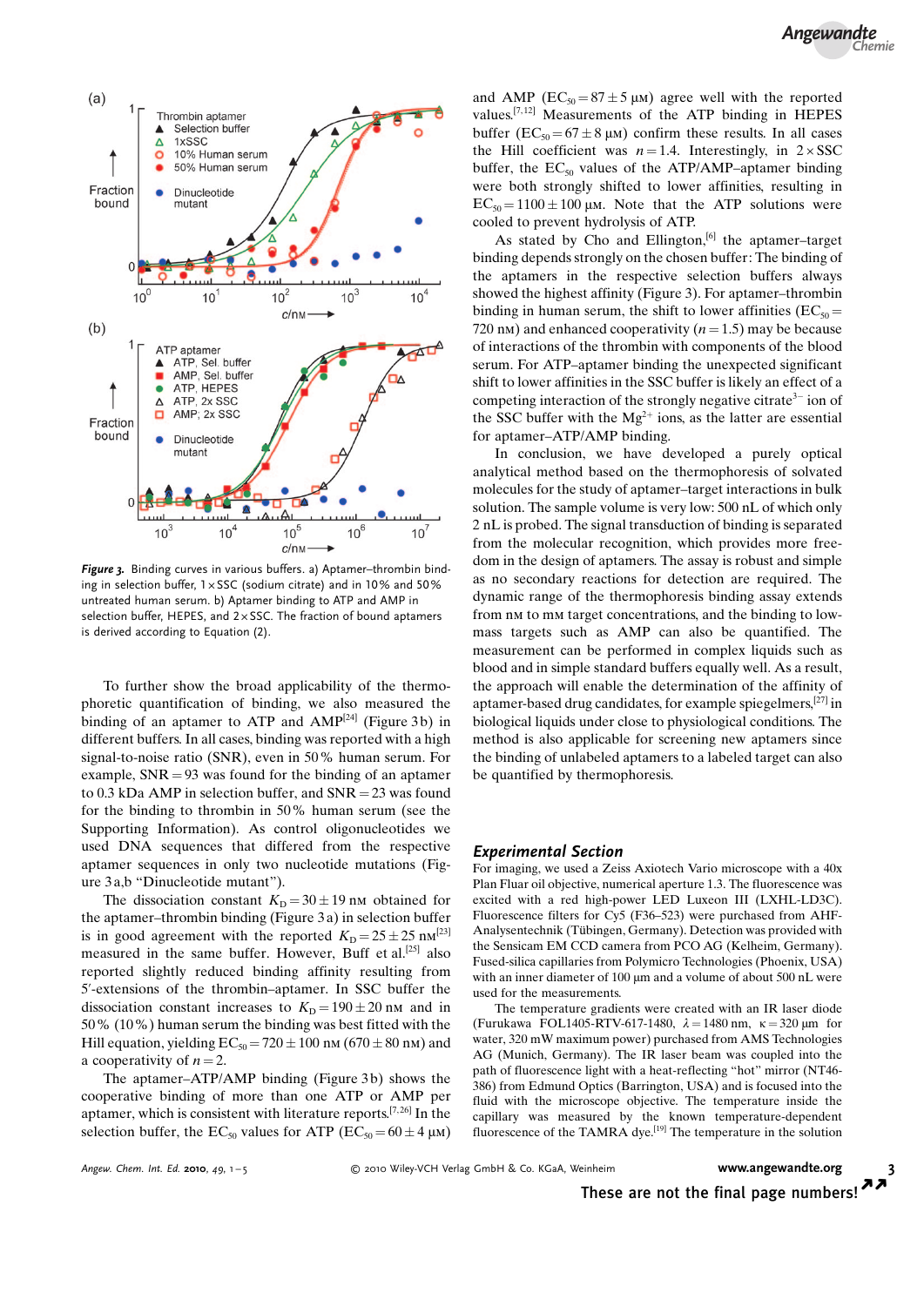*Figure 3.* Binding curves in various buffers. a) Aptamer–thrombin binding in selection buffer, 1×SSC (sodium citrate) and in 10% and 50% untreated human serum. b) Aptamer binding to ATP and AMP in selection buffer, HEPES, and 2×SSC. The fraction of bound aptamers is derived according to Equation (2).

To further show the broad applicability of the thermophoretic quantification of binding, we also measured the binding of an aptamer to ATP and AMP[24] (Figure 3b) in different buffers. In all cases, binding was reported with a high signal-to-noise ratio (SNR), even in 50% human serum. For example, SNR = 93 was found for the binding of an aptamer to 0.3 kDa AMP in selection buffer, and SNR = 23 was found for the binding to thrombin in 50% human serum (see the Supporting Information). As control oligonucleotides we used DNA sequences that differed from the respective aptamer sequences in only two nucleotide mutations (Figure 3a,b "Dinucleotide mutant").

The dissociation constant $K_D = 30 \pm 19$ nM obtained for the aptamer–thrombin binding (Figure 3a) in selection buffer is in good agreement with the reported $K_D = 25 \pm 25$ nM[23] measured in the same buffer. However, Buff et al.[25] also reported slightly reduced binding affinity resulting from 5′-extensions of the thrombin–aptamer. In SSC buffer the dissociation constant increases to $K_D = 190 \pm 20$ nM and in 50% (10%) human serum the binding was best fitted with the Hill equation, yielding $EC_{50} = 720 \pm 100$ nM ($670 \pm 80$ nM) and a cooperativity of $n = 2$.

The aptamer–ATP/AMP binding (Figure 3b) shows the cooperative binding of more than one ATP or AMP per aptamer, which is consistent with literature reports.[7,26] In the selection buffer, the $EC_{50}$ values for ATP ($EC_{50} = 60 \pm 4$ μM) and AMP ($EC_{50} = 87 \pm 5$ μM) agree well with the reported values.[7,12] Measurements of the ATP binding in HEPES buffer ($EC_{50} = 67 \pm 8$ μM) confirm these results. In all cases the Hill coefficient was $n = 1.4$. Interestingly, in 2×SSC buffer, the $EC_{50}$ values of the ATP/AMP–aptamer binding were both strongly shifted to lower affinities, resulting in $EC_{50} = 1100 \pm 100$ μM. Note that the ATP solutions were cooled to prevent hydrolysis of ATP.

As stated by Cho and Ellington,[6] the aptamer–target binding depends strongly on the chosen buffer: The binding of the aptamers in the respective selection buffers always showed the highest affinity (Figure 3). For aptamer–thrombin binding in human serum, the shift to lower affinities ($EC_{50} =$ 720 nM) and enhanced cooperativity ($n = 1.5$) may be because of interactions of the thrombin with components of the blood serum. For ATP–aptamer binding the unexpected significant shift to lower affinities in the SSC buffer is likely an effect of a competing interaction of the strongly negative citrate$^{3-}$ ion of the SSC buffer with the $Mg^{2+}$ ions, as the latter are essential for aptamer–ATP/AMP binding.

In conclusion, we have developed a purely optical analytical method based on the thermophoresis of solvated molecules for the study of aptamer–target interactions in bulk solution. The sample volume is very low: 500 nL of which only 2 nL is probed. The signal transduction of binding is separated from the molecular recognition, which provides more freedom in the design of aptamers. The assay is robust and simple as no secondary reactions for detection are required. The dynamic range of the thermophoresis binding assay extends from nM to mM target concentrations, and the binding to low-mass targets such as AMP can also be quantified. The measurement can be performed in complex liquids such as blood and in simple standard buffers equally well. As a result, the approach will enable the determination of the affinity of aptamer-based drug candidates, for example spiegelmers,[27] in biological liquids under close to physiological conditions. The method is also applicable for screening new aptamers since the binding of unlabeled aptamers to a labeled target can also be quantified by thermophoresis.

## Experimental Section

For imaging, we used a Zeiss Axiotech Vario microscope with a 40x Plan Fluar oil objective, numerical aperture 1.3. The fluorescence was excited with a red high-power LED Luxeon III (LXHL-LD3C). Fluorescence filters for Cy5 (F36–523) were purchased from AHF-Analysentechnik (Tübingen, Germany). Detection was provided with the Sensicam EM CCD camera from PCO AG (Kelheim, Germany). Fused-silica capillaries from Polymicro Technologies (Phoenix, USA) with an inner diameter of 100 μm and a volume of about 500 nL were used for the measurements.

The temperature gradients were created with an IR laser diode (Furukawa FOL1405-RTV-617-1480, $\lambda = 1480$ nm, $\kappa = 320$ μm for water, 320 mW maximum power) purchased from AMS Technologies AG (Munich, Germany). The IR laser beam was coupled into the path of fluorescence light with a heat-reflecting "hot" mirror (NT46-386) from Edmund Optics (Barrington, USA) and is focused into the fluid with the microscope objective. The temperature inside the capillary was measured by the known temperature-dependent fluorescence of the TAMRA dye.[19] The temperature in the solution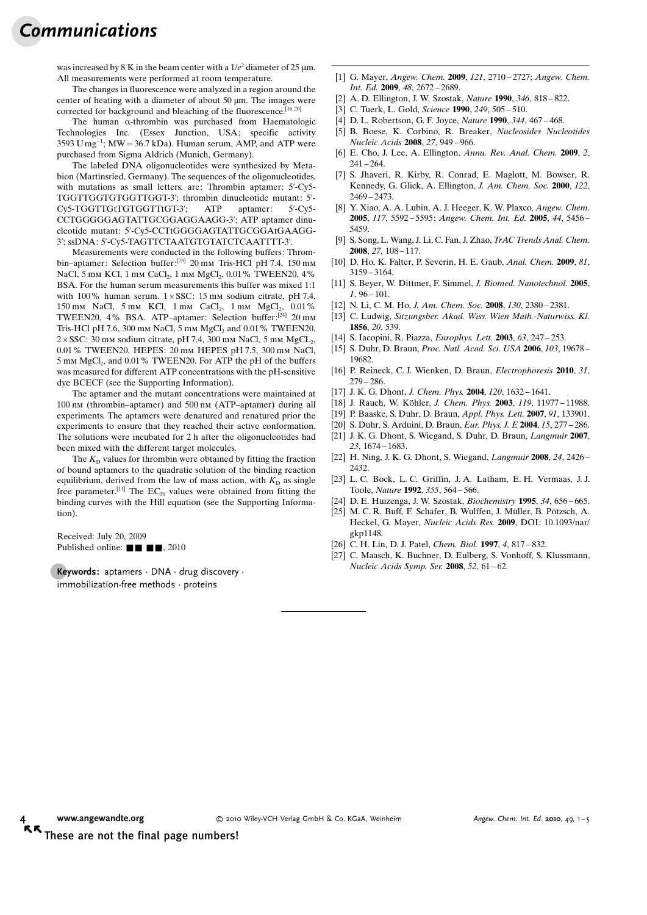was increased by 8 K in the beam center with a $1/e^2$ diameter of 25 μm. All measurements were performed at room temperature.

The changes in fluorescence were analyzed in a region around the center of heating with a diameter of about 50 μm. The images were corrected for background and bleaching of the fluorescence.[16,20]

The human α-thrombin was purchased from Haematologic Technologies Inc. (Essex Junction, USA; specific activity 3593 $U\,mg^{-1}$; MW = 36.7 kDa). Human serum, AMP, and ATP were purchased from Sigma Aldrich (Munich, Germany).

The labeled DNA oligonucleotides were synthesized by Metabion (Martinsried, Germany). The sequences of the oligonucleotides, with mutations as small letters, are: Thrombin aptamer: 5′-Cy5-TGGTTGGTGTGGTTGGT-3′; thrombin dinucleotide mutant: 5′-Cy5-TGGTTGtTGTGGTTtGT-3′; ATP aptamer: 5′-Cy5-CCTGGGGGAGTATTGCGGAGGAAGG-3′; ATP aptamer dinucleotide mutant: 5′-Cy5-CCTtGGGGAGTATTGCGGAtGAAGG-3′; ssDNA: 5′-Cy5-TAGTTCTAATGTGTATCTCAATTTT-3′.

Measurements were conducted in the following buffers: Thrombin–aptamer: Selection buffer:[23] 20 mM Tris-HCl pH 7.4, 150 mM NaCl, 5 mM KCl, 1 mM $CaCl_2$, 1 mM $MgCl_2$, 0.01% TWEEN20, 4% BSA. For the human serum measurements this buffer was mixed 1:1 with 100% human serum. 1 × SSC: 15 mM sodium citrate, pH 7.4, 150 mM NaCl, 5 mM KCl, 1 mM $CaCl_2$, 1 mM $MgCl_2$, 0.01% TWEEN20, 4% BSA. ATP–aptamer: Selection buffer:[24] 20 mM Tris-HCl pH 7.6, 300 mM NaCl, 5 mM $MgCl_2$ and 0.01% TWEEN20. 2 × SSC: 30 mM sodium citrate, pH 7.4, 300 mM NaCl, 5 mM $MgCL_2$, 0.01% TWEEN20. HEPES: 20 mM HEPES pH 7.5, 300 mM NaCl, 5 mM $MgCl_2$, and 0.01% TWEEN20. For ATP the pH of the buffers was measured for different ATP concentrations with the pH-sensitive dye BCECF (see the Supporting Information).

The aptamer and the mutant concentrations were maintained at 100 nM (thrombin–aptamer) and 500 nM (ATP–aptamer) during all experiments. The aptamers were denatured and renatured prior the experiments to ensure that they reached their active conformation. The solutions were incubated for 2 h after the oligonucleotides had been mixed with the different target molecules.

The $K_D$ values for thrombin were obtained by fitting the fraction of bound aptamers to the quadratic solution of the binding reaction equilibrium, derived from the law of mass action, with $K_D$ as single free parameter.[11] The $EC_{50}$ values were obtained from fitting the binding curves with the Hill equation (see the Supporting Information).

Received: July 20, 2009
Published online: ■■ ■■, 2010

**Keywords:** aptamers · DNA · drug discovery · immobilization-free methods · proteins

[1] G. Mayer, *Angew. Chem.* **2009**, *121*, 2710 – 2727; *Angew. Chem. Int. Ed.* **2009**, *48*, 2672 – 2689.
[2] A. D. Ellington, J. W. Szostak, *Nature* **1990**, *346*, 818 – 822.
[3] C. Tuerk, L. Gold, *Science* **1990**, *249*, 505 – 510.
[4] D. L. Robertson, G. F. Joyce, *Nature* **1990**, *344*, 467 – 468.
[5] B. Boese, K. Corbino, R. Breaker, *Nucleosides Nucleotides Nucleic Acids* **2008**, *27*, 949 – 966.
[6] E. Cho, J. Lee, A. Ellington, *Annu. Rev. Anal. Chem.* **2009**, *2*, 241 – 264.
[7] S. Jhaveri, R. Kirby, R. Conrad, E. Maglott, M. Bowser, R. Kennedy, G. Glick, A. Ellington, *J. Am. Chem. Soc.* **2000**, *122*, 2469 – 2473.
[8] Y. Xiao, A. A. Lubin, A. J. Heeger, K. W. Plaxco, *Angew. Chem.* **2005**, *117*, 5592 – 5595; *Angew. Chem. Int. Ed.* **2005**, *44*, 5456 – 5459.
[9] S. Song, L. Wang, J. Li, C. Fan, J. Zhao, *TrAC Trends Anal. Chem.* **2008**, *27*, 108 – 117.
[10] D. Ho, K. Falter, P. Severin, H. E. Gaub, *Anal. Chem.* **2009**, *81*, 3159 – 3164.
[11] S. Beyer, W. Dittmer, F. Simmel, *J. Biomed. Nanotechnol.* **2005**, *1*, 96 – 101.
[12] N. Li, C. M. Ho, *J. Am. Chem. Soc.* **2008**, *130*, 2380 – 2381.
[13] C. Ludwig, *Sitzungsber. Akad. Wiss. Wien Math.-Naturwiss. Kl.* **1856**, *20*, 539.
[14] S. Iacopini, R. Piazza, *Europhys. Lett.* **2003**, *63*, 247 – 253.
[15] S. Duhr, D. Braun, *Proc. Natl. Acad. Sci. USA* **2006**, *103*, 19678 – 19682.
[16] P. Reineck, C. J. Wienken, D. Braun, *Electrophoresis* **2010**, *31*, 279 – 286.
[17] J. K. G. Dhont, *J. Chem. Phys.* **2004**, *120*, 1632 – 1641.
[18] J. Rauch, W. Köhler, *J. Chem. Phys.* **2003**, *119*, 11977 – 11988.
[19] P. Baaske, S. Duhr, D. Braun, *Appl. Phys. Lett.* **2007**, *91*, 133901.
[20] S. Duhr, S. Arduini, D. Braun, *Eur. Phys. J. E* **2004**, *15*, 277 – 286.
[21] J. K. G. Dhont, S. Wiegand, S. Duhr, D. Braun, *Langmuir* **2007**, *23*, 1674 – 1683.
[22] H. Ning, J. K. G. Dhont, S. Wiegand, *Langmuir* **2008**, *24*, 2426 – 2432.
[23] L. C. Bock, L. C. Griffin, J. A. Latham, E. H. Vermaas, J. J. Toole, *Nature* **1992**, *355*, 564 – 566.
[24] D. E. Huizenga, J. W. Szostak, *Biochemistry* **1995**, *34*, 656 – 665.
[25] M. C. R. Buff, F. Schäfer, B. Wulffen, J. Müller, B. Pötzsch, A. Heckel, G. Mayer, *Nucleic Acids Res.* **2009**, DOI: 10.1093/nar/gkp1148.
[26] C. H. Lin, D. J. Patel, *Chem. Biol.* **1997**, *4*, 817 – 832.
[27] C. Maasch, K. Buchner, D. Eulberg, S. Vonhoff, S. Klussmann, *Nucleic Acids Symp. Ser.* **2008**, *52*, 61 – 62.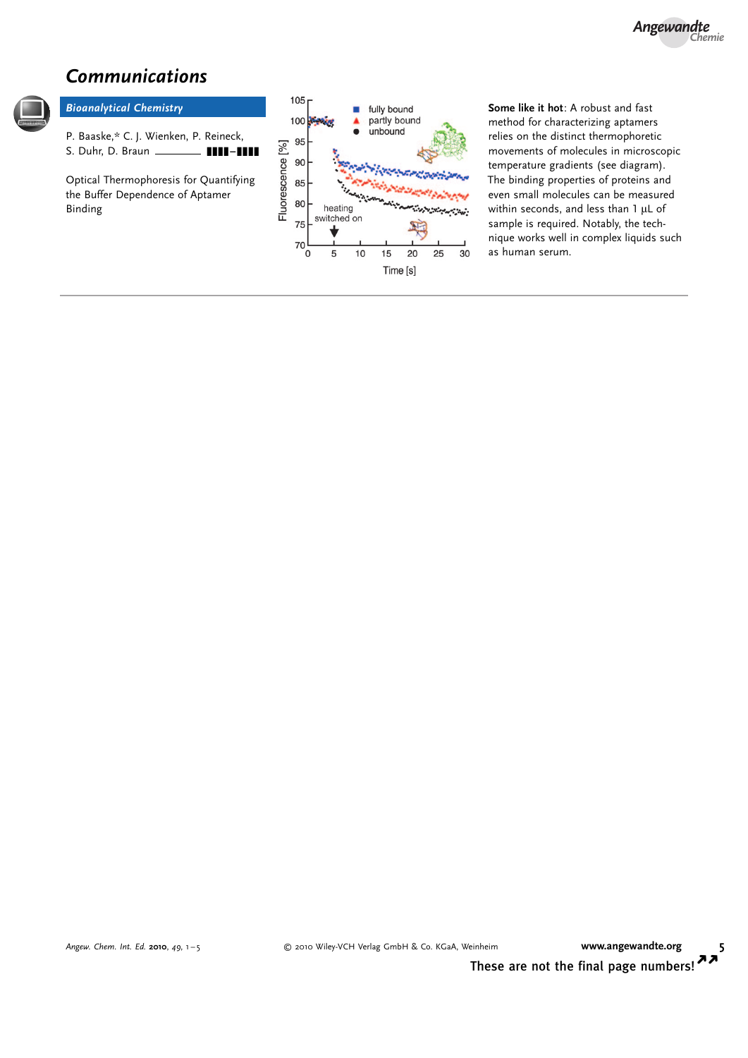## Communications

**Bioanalytical Chemistry**

P. Baaske,* C. J. Wienken, P. Reineck, S. Duhr, D. Braun ________ ▮▮▮▮–▮▮▮▮

Optical Thermophoresis for Quantifying the Buffer Dependence of Aptamer Binding

105
100
95
90
85
80
75
70
Fluorescence [%]
0
5
10
15
20
25
30
Time [s]
fully bound
partly bound
unbound
heating switched on

**Some like it hot**: A robust and fast method for characterizing aptamers relies on the distinct thermophoretic movements of molecules in microscopic temperature gradients (see diagram). The binding properties of proteins and even small molecules can be measured within seconds, and less than 1 μL of sample is required. Notably, the technique works well in complex liquids such as human serum.